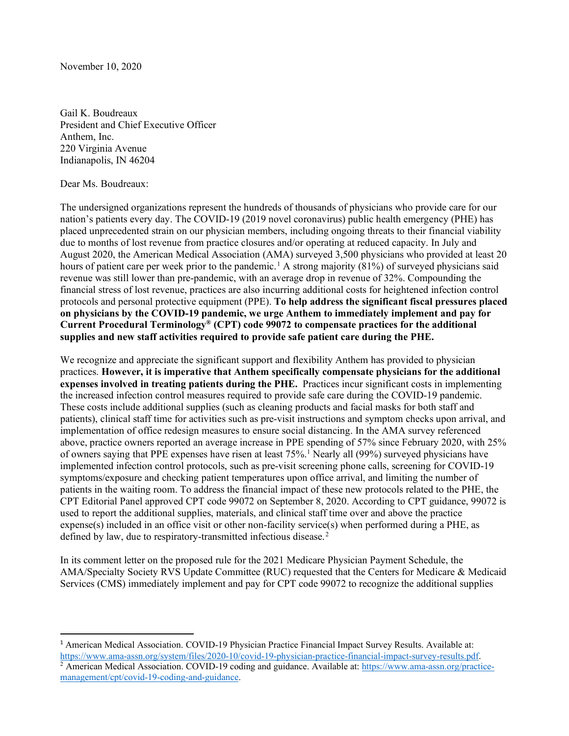November 10, 2020

Gail K. Boudreaux
President and Chief Executive Officer
Anthem, Inc.
220 Virginia Avenue
Indianapolis, IN 46204

Dear Ms. Boudreaux:

The undersigned organizations represent the hundreds of thousands of physicians who provide care for our nation's patients every day. The COVID-19 (2019 novel coronavirus) public health emergency (PHE) has placed unprecedented strain on our physician members, including ongoing threats to their financial viability due to months of lost revenue from practice closures and/or operating at reduced capacity. In July and August 2020, the American Medical Association (AMA) surveyed 3,500 physicians who provided at least 20 hours of patient care per week prior to the pandemic.[1] A strong majority (81%) of surveyed physicians said revenue was still lower than pre-pandemic, with an average drop in revenue of 32%. Compounding the financial stress of lost revenue, practices are also incurring additional costs for heightened infection control protocols and personal protective equipment (PPE). **To help address the significant fiscal pressures placed on physicians by the COVID-19 pandemic, we urge Anthem to immediately implement and pay for Current Procedural Terminology® (CPT) code 99072 to compensate practices for the additional supplies and new staff activities required to provide safe patient care during the PHE.**

We recognize and appreciate the significant support and flexibility Anthem has provided to physician practices. **However, it is imperative that Anthem specifically compensate physicians for the additional expenses involved in treating patients during the PHE.** Practices incur significant costs in implementing the increased infection control measures required to provide safe care during the COVID-19 pandemic. These costs include additional supplies (such as cleaning products and facial masks for both staff and patients), clinical staff time for activities such as pre-visit instructions and symptom checks upon arrival, and implementation of office redesign measures to ensure social distancing. In the AMA survey referenced above, practice owners reported an average increase in PPE spending of 57% since February 2020, with 25% of owners saying that PPE expenses have risen at least 75%.[1] Nearly all (99%) surveyed physicians have implemented infection control protocols, such as pre-visit screening phone calls, screening for COVID-19 symptoms/exposure and checking patient temperatures upon office arrival, and limiting the number of patients in the waiting room. To address the financial impact of these new protocols related to the PHE, the CPT Editorial Panel approved CPT code 99072 on September 8, 2020. According to CPT guidance, 99072 is used to report the additional supplies, materials, and clinical staff time over and above the practice expense(s) included in an office visit or other non-facility service(s) when performed during a PHE, as defined by law, due to respiratory-transmitted infectious disease.[2]

In its comment letter on the proposed rule for the 2021 Medicare Physician Payment Schedule, the AMA/Specialty Society RVS Update Committee (RUC) requested that the Centers for Medicare & Medicaid Services (CMS) immediately implement and pay for CPT code 99072 to recognize the additional supplies

---

[1] American Medical Association. COVID-19 Physician Practice Financial Impact Survey Results. Available at: https://www.ama-assn.org/system/files/2020-10/covid-19-physician-practice-financial-impact-survey-results.pdf.

[2] American Medical Association. COVID-19 coding and guidance. Available at: https://www.ama-assn.org/practice-management/cpt/covid-19-coding-and-guidance.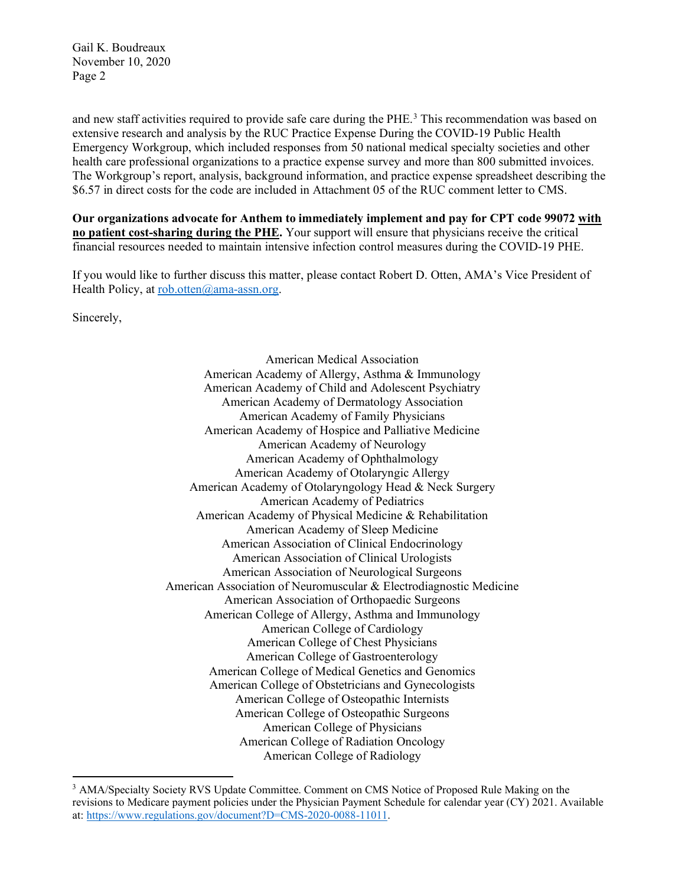and new staff activities required to provide safe care during the PHE.[3] This recommendation was based on extensive research and analysis by the RUC Practice Expense During the COVID-19 Public Health Emergency Workgroup, which included responses from 50 national medical specialty societies and other health care professional organizations to a practice expense survey and more than 800 submitted invoices. The Workgroup's report, analysis, background information, and practice expense spreadsheet describing the $6.57 in direct costs for the code are included in Attachment 05 of the RUC comment letter to CMS.

**Our organizations advocate for Anthem to immediately implement and pay for CPT code 99072 <u>with no patient cost-sharing during the PHE</u>.** Your support will ensure that physicians receive the critical financial resources needed to maintain intensive infection control measures during the COVID-19 PHE.

If you would like to further discuss this matter, please contact Robert D. Otten, AMA's Vice President of Health Policy, at rob.otten@ama-assn.org.

Sincerely,

American Medical Association
American Academy of Allergy, Asthma & Immunology
American Academy of Child and Adolescent Psychiatry
American Academy of Dermatology Association
American Academy of Family Physicians
American Academy of Hospice and Palliative Medicine
American Academy of Neurology
American Academy of Ophthalmology
American Academy of Otolaryngic Allergy
American Academy of Otolaryngology Head & Neck Surgery
American Academy of Pediatrics
American Academy of Physical Medicine & Rehabilitation
American Academy of Sleep Medicine
American Association of Clinical Endocrinology
American Association of Clinical Urologists
American Association of Neurological Surgeons
American Association of Neuromuscular & Electrodiagnostic Medicine
American Association of Orthopaedic Surgeons
American College of Allergy, Asthma and Immunology
American College of Cardiology
American College of Chest Physicians
American College of Gastroenterology
American College of Medical Genetics and Genomics
American College of Obstetricians and Gynecologists
American College of Osteopathic Internists
American College of Osteopathic Surgeons
American College of Physicians
American College of Radiation Oncology
American College of Radiology

[3] AMA/Specialty Society RVS Update Committee. Comment on CMS Notice of Proposed Rule Making on the revisions to Medicare payment policies under the Physician Payment Schedule for calendar year (CY) 2021. Available at: https://www.regulations.gov/document?D=CMS-2020-0088-11011.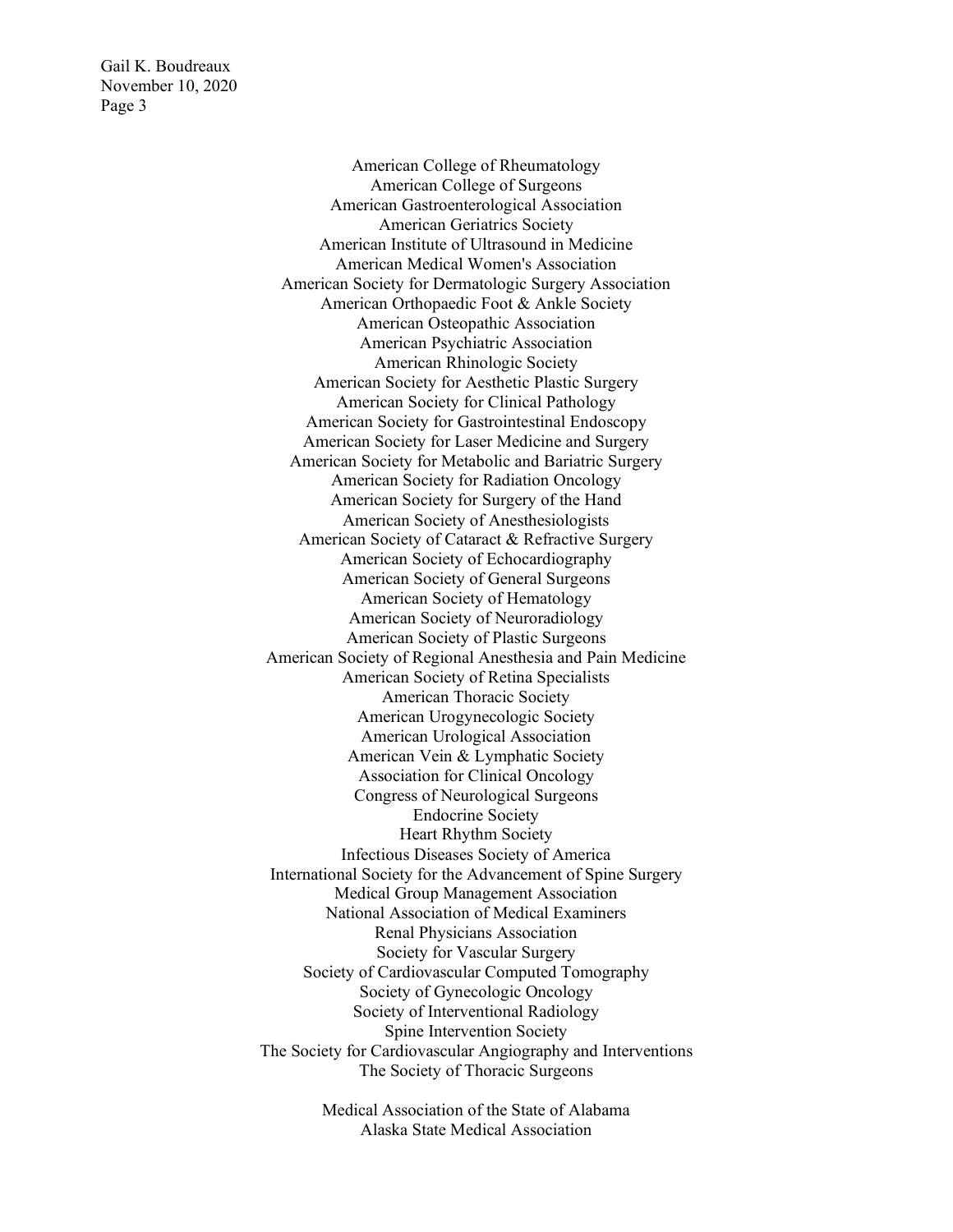American College of Rheumatology
American College of Surgeons
American Gastroenterological Association
American Geriatrics Society
American Institute of Ultrasound in Medicine
American Medical Women's Association
American Society for Dermatologic Surgery Association
American Orthopaedic Foot & Ankle Society
American Osteopathic Association
American Psychiatric Association
American Rhinologic Society
American Society for Aesthetic Plastic Surgery
American Society for Clinical Pathology
American Society for Gastrointestinal Endoscopy
American Society for Laser Medicine and Surgery
American Society for Metabolic and Bariatric Surgery
American Society for Radiation Oncology
American Society for Surgery of the Hand
American Society of Anesthesiologists
American Society of Cataract & Refractive Surgery
American Society of Echocardiography
American Society of General Surgeons
American Society of Hematology
American Society of Neuroradiology
American Society of Plastic Surgeons
American Society of Regional Anesthesia and Pain Medicine
American Society of Retina Specialists
American Thoracic Society
American Urogynecologic Society
American Urological Association
American Vein & Lymphatic Society
Association for Clinical Oncology
Congress of Neurological Surgeons
Endocrine Society
Heart Rhythm Society
Infectious Diseases Society of America
International Society for the Advancement of Spine Surgery
Medical Group Management Association
National Association of Medical Examiners
Renal Physicians Association
Society for Vascular Surgery
Society of Cardiovascular Computed Tomography
Society of Gynecologic Oncology
Society of Interventional Radiology
Spine Intervention Society
The Society for Cardiovascular Angiography and Interventions
The Society of Thoracic Surgeons

Medical Association of the State of Alabama
Alaska State Medical Association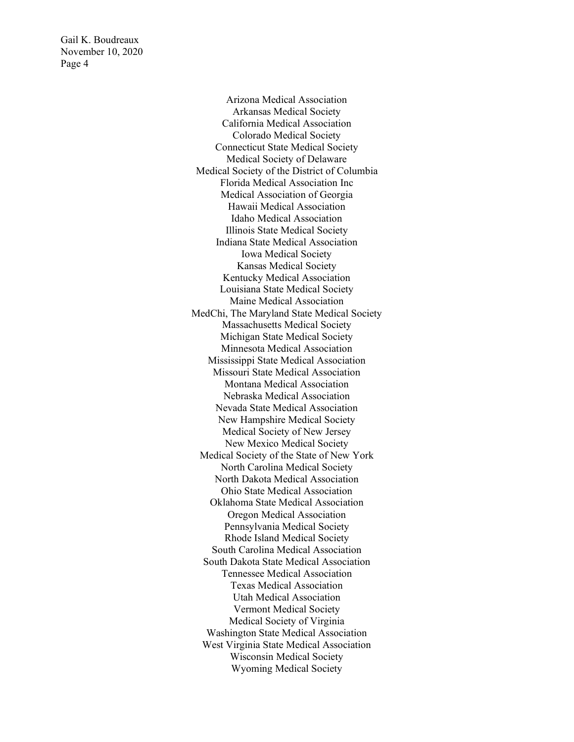Arizona Medical Association
Arkansas Medical Society
California Medical Association
Colorado Medical Society
Connecticut State Medical Society
Medical Society of Delaware
Medical Society of the District of Columbia
Florida Medical Association Inc
Medical Association of Georgia
Hawaii Medical Association
Idaho Medical Association
Illinois State Medical Society
Indiana State Medical Association
Iowa Medical Society
Kansas Medical Society
Kentucky Medical Association
Louisiana State Medical Society
Maine Medical Association
MedChi, The Maryland State Medical Society
Massachusetts Medical Society
Michigan State Medical Society
Minnesota Medical Association
Mississippi State Medical Association
Missouri State Medical Association
Montana Medical Association
Nebraska Medical Association
Nevada State Medical Association
New Hampshire Medical Society
Medical Society of New Jersey
New Mexico Medical Society
Medical Society of the State of New York
North Carolina Medical Society
North Dakota Medical Association
Ohio State Medical Association
Oklahoma State Medical Association
Oregon Medical Association
Pennsylvania Medical Society
Rhode Island Medical Society
South Carolina Medical Association
South Dakota State Medical Association
Tennessee Medical Association
Texas Medical Association
Utah Medical Association
Vermont Medical Society
Medical Society of Virginia
Washington State Medical Association
West Virginia State Medical Association
Wisconsin Medical Society
Wyoming Medical Society